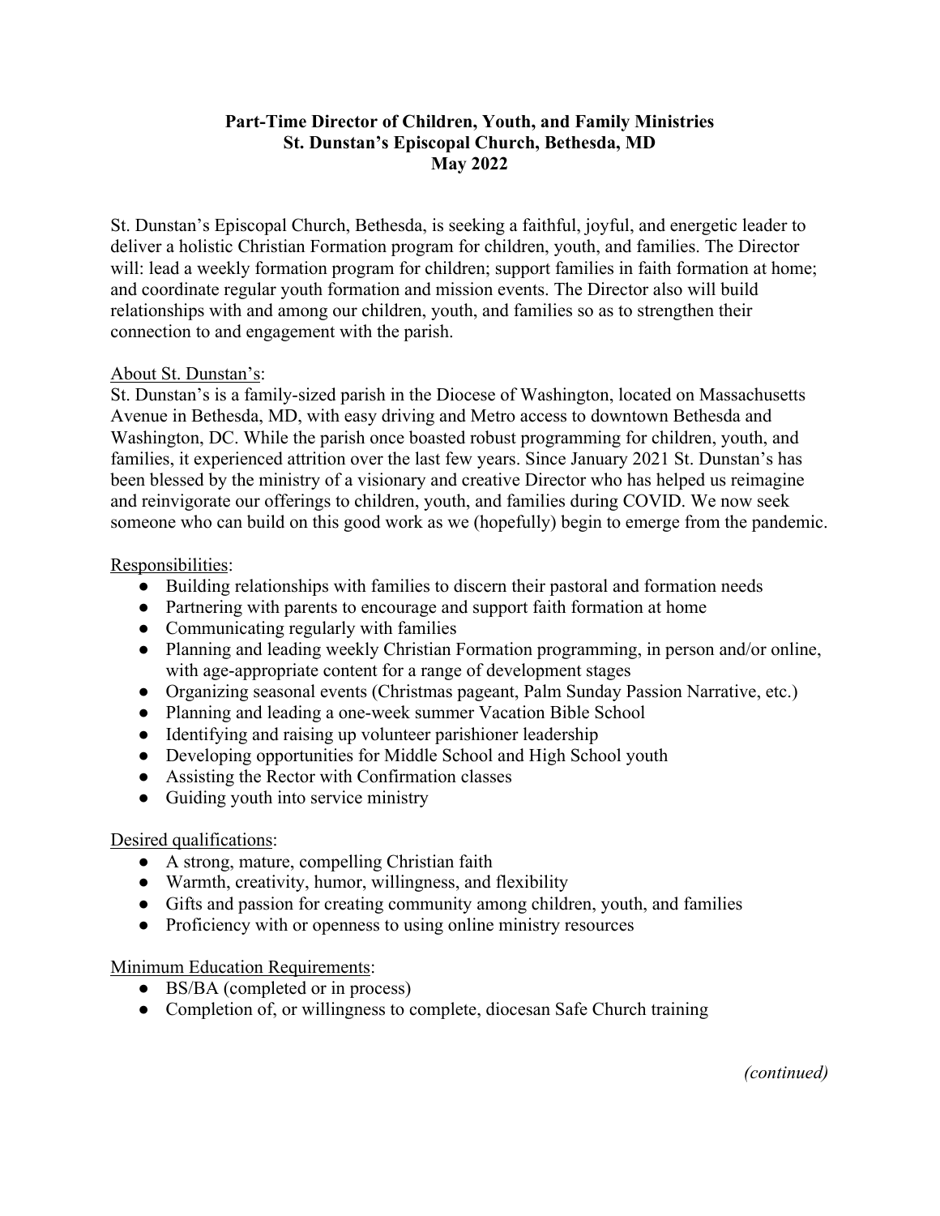# Part-Time Director of Children, Youth, and Family Ministries
## St. Dunstan's Episcopal Church, Bethesda, MD
## May 2022

St. Dunstan's Episcopal Church, Bethesda, is seeking a faithful, joyful, and energetic leader to deliver a holistic Christian Formation program for children, youth, and families. The Director will: lead a weekly formation program for children; support families in faith formation at home; and coordinate regular youth formation and mission events. The Director also will build relationships with and among our children, youth, and families so as to strengthen their connection to and engagement with the parish.

About St. Dunstan's:

St. Dunstan's is a family-sized parish in the Diocese of Washington, located on Massachusetts Avenue in Bethesda, MD, with easy driving and Metro access to downtown Bethesda and Washington, DC. While the parish once boasted robust programming for children, youth, and families, it experienced attrition over the last few years. Since January 2021 St. Dunstan's has been blessed by the ministry of a visionary and creative Director who has helped us reimagine and reinvigorate our offerings to children, youth, and families during COVID. We now seek someone who can build on this good work as we (hopefully) begin to emerge from the pandemic.

Responsibilities:

- Building relationships with families to discern their pastoral and formation needs
- Partnering with parents to encourage and support faith formation at home
- Communicating regularly with families
- Planning and leading weekly Christian Formation programming, in person and/or online, with age-appropriate content for a range of development stages
- Organizing seasonal events (Christmas pageant, Palm Sunday Passion Narrative, etc.)
- Planning and leading a one-week summer Vacation Bible School
- Identifying and raising up volunteer parishioner leadership
- Developing opportunities for Middle School and High School youth
- Assisting the Rector with Confirmation classes
- Guiding youth into service ministry

Desired qualifications:

- A strong, mature, compelling Christian faith
- Warmth, creativity, humor, willingness, and flexibility
- Gifts and passion for creating community among children, youth, and families
- Proficiency with or openness to using online ministry resources

Minimum Education Requirements:

- BS/BA (completed or in process)
- Completion of, or willingness to complete, diocesan Safe Church training

*(continued)*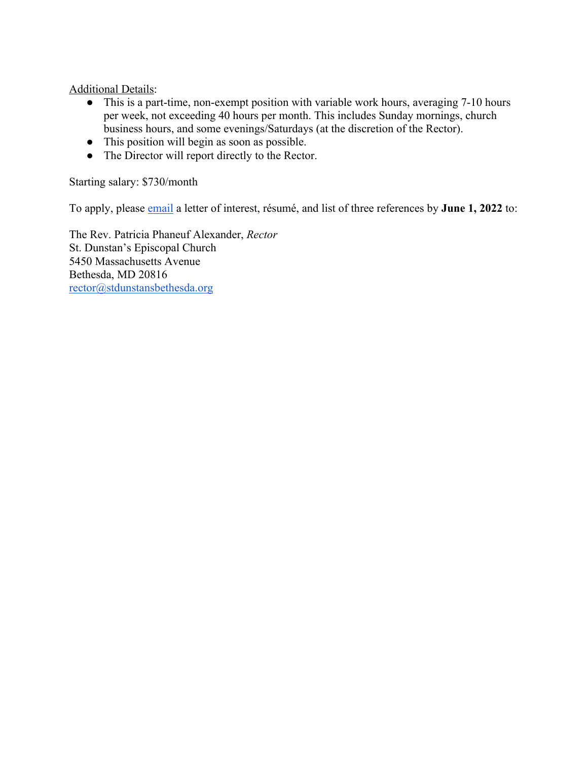Additional Details:

- This is a part-time, non-exempt position with variable work hours, averaging 7-10 hours per week, not exceeding 40 hours per month. This includes Sunday mornings, church business hours, and some evenings/Saturdays (at the discretion of the Rector).
- This position will begin as soon as possible.
- The Director will report directly to the Rector.

Starting salary: $730/month

To apply, please email a letter of interest, résumé, and list of three references by **June 1, 2022** to:

The Rev. Patricia Phaneuf Alexander, *Rector*  
St. Dunstan's Episcopal Church  
5450 Massachusetts Avenue  
Bethesda, MD 20816  
rector@stdunstansbethesda.org